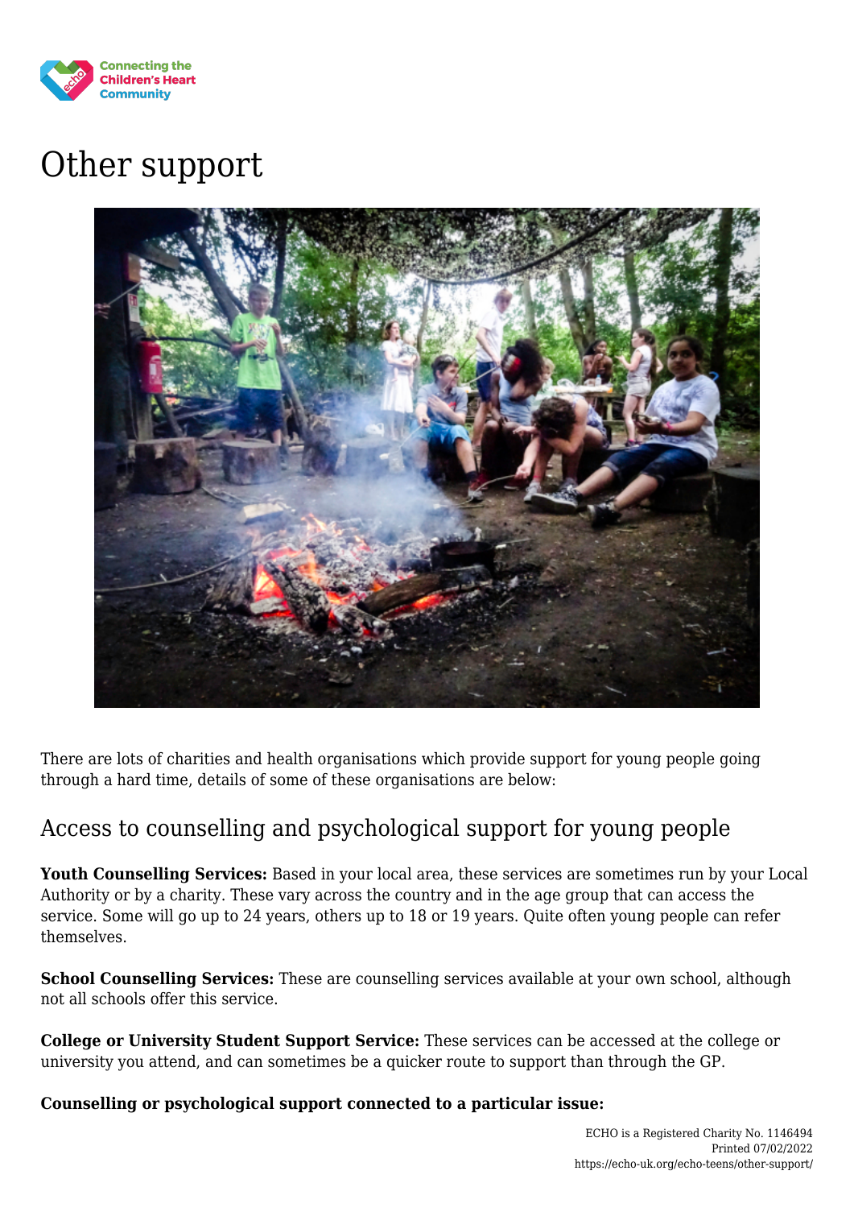# Other support

There are lots of charities and health organisations which provide support for young people going through a hard time, details of some of these organisations are below:

## Access to counselling and psychological support for young people

**Youth Counselling Services:** Based in your local area, these services are sometimes run by your Local Authority or by a charity. These vary across the country and in the age group that can access the service. Some will go up to 24 years, others up to 18 or 19 years. Quite often young people can refer themselves.

**School Counselling Services:** These are counselling services available at your own school, although not all schools offer this service.

**College or University Student Support Service:** These services can be accessed at the college or university you attend, and can sometimes be a quicker route to support than through the GP.

**Counselling or psychological support connected to a particular issue:**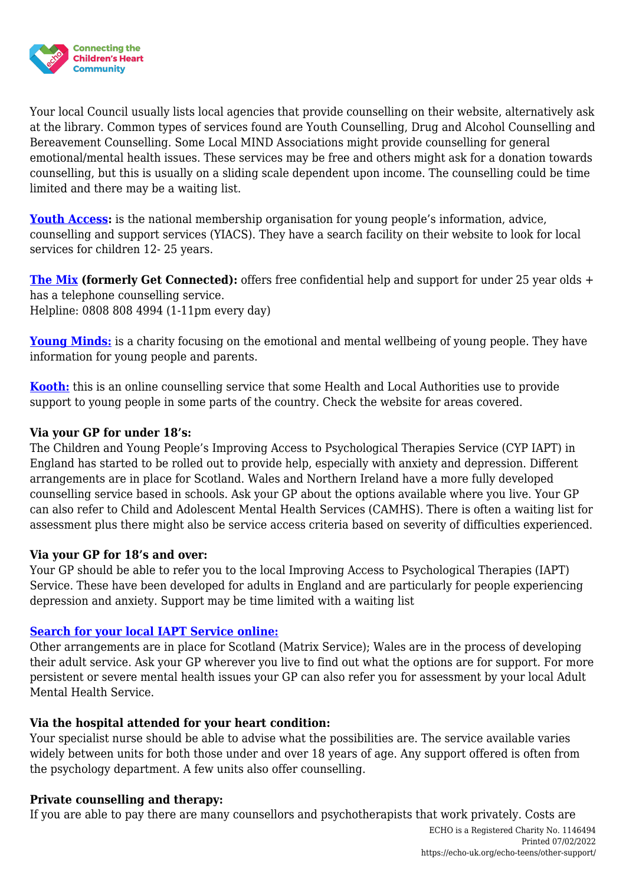Your local Council usually lists local agencies that provide counselling on their website, alternatively ask at the library. Common types of services found are Youth Counselling, Drug and Alcohol Counselling and Bereavement Counselling. Some Local MIND Associations might provide counselling for general emotional/mental health issues. These services may be free and others might ask for a donation towards counselling, but this is usually on a sliding scale dependent upon income. The counselling could be time limited and there may be a waiting list.

**Youth Access:** is the national membership organisation for young people's information, advice, counselling and support services (YIACS). They have a search facility on their website to look for local services for children 12- 25 years.

**The Mix (formerly Get Connected):** offers free confidential help and support for under 25 year olds + has a telephone counselling service.
Helpline: 0808 808 4994 (1-11pm every day)

**Young Minds:** is a charity focusing on the emotional and mental wellbeing of young people. They have information for young people and parents.

**Kooth:** this is an online counselling service that some Health and Local Authorities use to provide support to young people in some parts of the country. Check the website for areas covered.

**Via your GP for under 18's:**
The Children and Young People's Improving Access to Psychological Therapies Service (CYP IAPT) in England has started to be rolled out to provide help, especially with anxiety and depression. Different arrangements are in place for Scotland. Wales and Northern Ireland have a more fully developed counselling service based in schools. Ask your GP about the options available where you live. Your GP can also refer to Child and Adolescent Mental Health Services (CAMHS). There is often a waiting list for assessment plus there might also be service access criteria based on severity of difficulties experienced.

**Via your GP for 18's and over:**
Your GP should be able to refer you to the local Improving Access to Psychological Therapies (IAPT) Service. These have been developed for adults in England and are particularly for people experiencing depression and anxiety. Support may be time limited with a waiting list

**Search for your local IAPT Service online:**
Other arrangements are in place for Scotland (Matrix Service); Wales are in the process of developing their adult service. Ask your GP wherever you live to find out what the options are for support. For more persistent or severe mental health issues your GP can also refer you for assessment by your local Adult Mental Health Service.

**Via the hospital attended for your heart condition:**
Your specialist nurse should be able to advise what the possibilities are. The service available varies widely between units for both those under and over 18 years of age. Any support offered is often from the psychology department. A few units also offer counselling.

**Private counselling and therapy:**
If you are able to pay there are many counsellors and psychotherapists that work privately. Costs are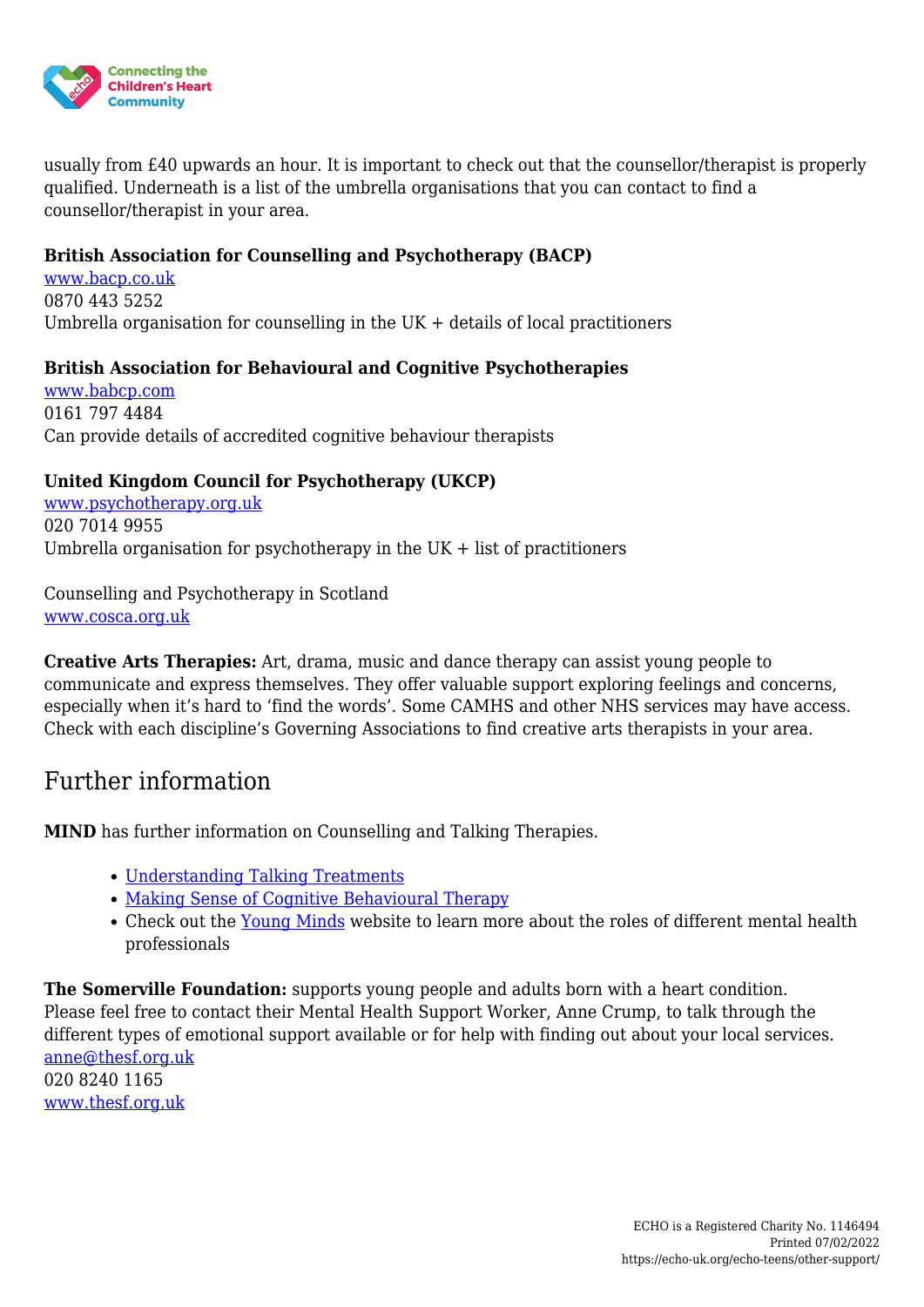usually from £40 upwards an hour. It is important to check out that the counsellor/therapist is properly qualified. Underneath is a list of the umbrella organisations that you can contact to find a counsellor/therapist in your area.

**British Association for Counselling and Psychotherapy (BACP)**
www.bacp.co.uk
0870 443 5252
Umbrella organisation for counselling in the UK + details of local practitioners

**British Association for Behavioural and Cognitive Psychotherapies**
www.babcp.com
0161 797 4484
Can provide details of accredited cognitive behaviour therapists

**United Kingdom Council for Psychotherapy (UKCP)**
www.psychotherapy.org.uk
020 7014 9955
Umbrella organisation for psychotherapy in the UK + list of practitioners

Counselling and Psychotherapy in Scotland
www.cosca.org.uk

**Creative Arts Therapies:** Art, drama, music and dance therapy can assist young people to communicate and express themselves. They offer valuable support exploring feelings and concerns, especially when it's hard to 'find the words'. Some CAMHS and other NHS services may have access. Check with each discipline's Governing Associations to find creative arts therapists in your area.

## Further information

**MIND** has further information on Counselling and Talking Therapies.

- Understanding Talking Treatments
- Making Sense of Cognitive Behavioural Therapy
- Check out the Young Minds website to learn more about the roles of different mental health professionals

**The Somerville Foundation:** supports young people and adults born with a heart condition. Please feel free to contact their Mental Health Support Worker, Anne Crump, to talk through the different types of emotional support available or for help with finding out about your local services.
anne@thesf.org.uk
020 8240 1165
www.thesf.org.uk